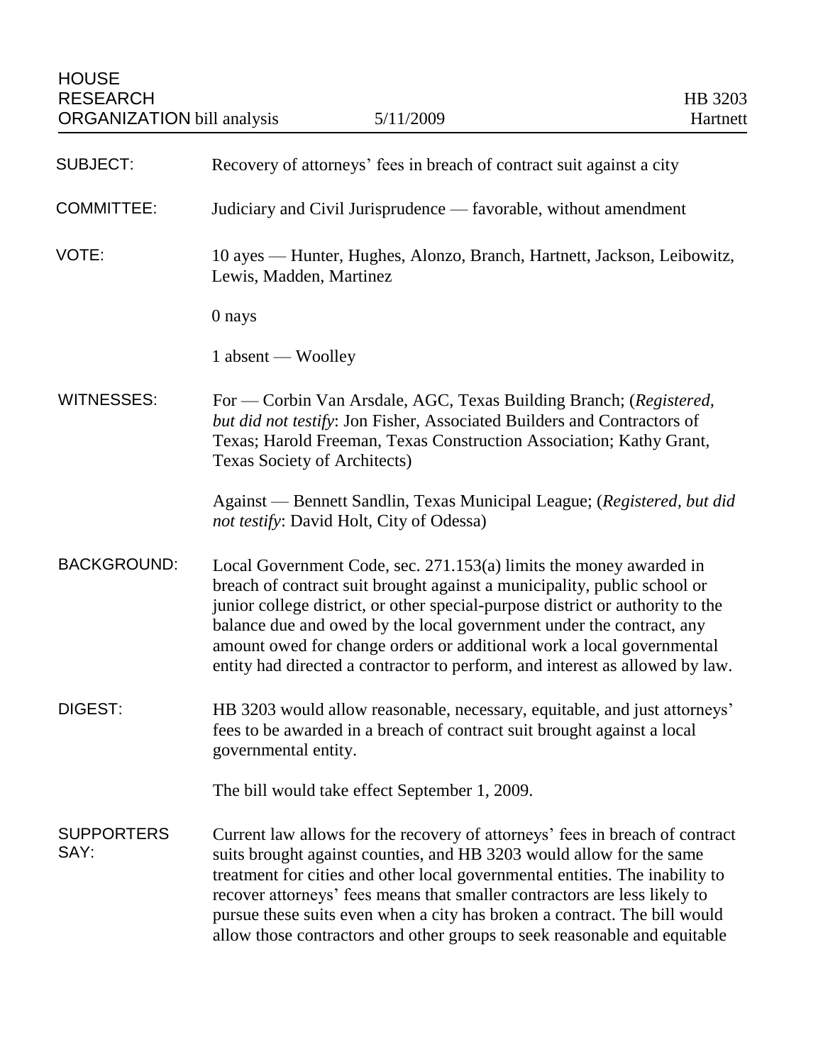HOUSE
RESEARCH
ORGANIZATION bill analysis | 5/11/2009 | HB 3203
Hartnett

**SUBJECT:** Recovery of attorneys' fees in breach of contract suit against a city

**COMMITTEE:** Judiciary and Civil Jurisprudence — favorable, without amendment

**VOTE:** 10 ayes — Hunter, Hughes, Alonzo, Branch, Hartnett, Jackson, Leibowitz, Lewis, Madden, Martinez

0 nays

1 absent — Woolley

**WITNESSES:** For — Corbin Van Arsdale, AGC, Texas Building Branch; (*Registered, but did not testify*: Jon Fisher, Associated Builders and Contractors of Texas; Harold Freeman, Texas Construction Association; Kathy Grant, Texas Society of Architects)

Against — Bennett Sandlin, Texas Municipal League; (*Registered, but did not testify*: David Holt, City of Odessa)

**BACKGROUND:** Local Government Code, sec. 271.153(a) limits the money awarded in breach of contract suit brought against a municipality, public school or junior college district, or other special-purpose district or authority to the balance due and owed by the local government under the contract, any amount owed for change orders or additional work a local governmental entity had directed a contractor to perform, and interest as allowed by law.

**DIGEST:** HB 3203 would allow reasonable, necessary, equitable, and just attorneys' fees to be awarded in a breach of contract suit brought against a local governmental entity.

The bill would take effect September 1, 2009.

**SUPPORTERS SAY:** Current law allows for the recovery of attorneys' fees in breach of contract suits brought against counties, and HB 3203 would allow for the same treatment for cities and other local governmental entities. The inability to recover attorneys' fees means that smaller contractors are less likely to pursue these suits even when a city has broken a contract. The bill would allow those contractors and other groups to seek reasonable and equitable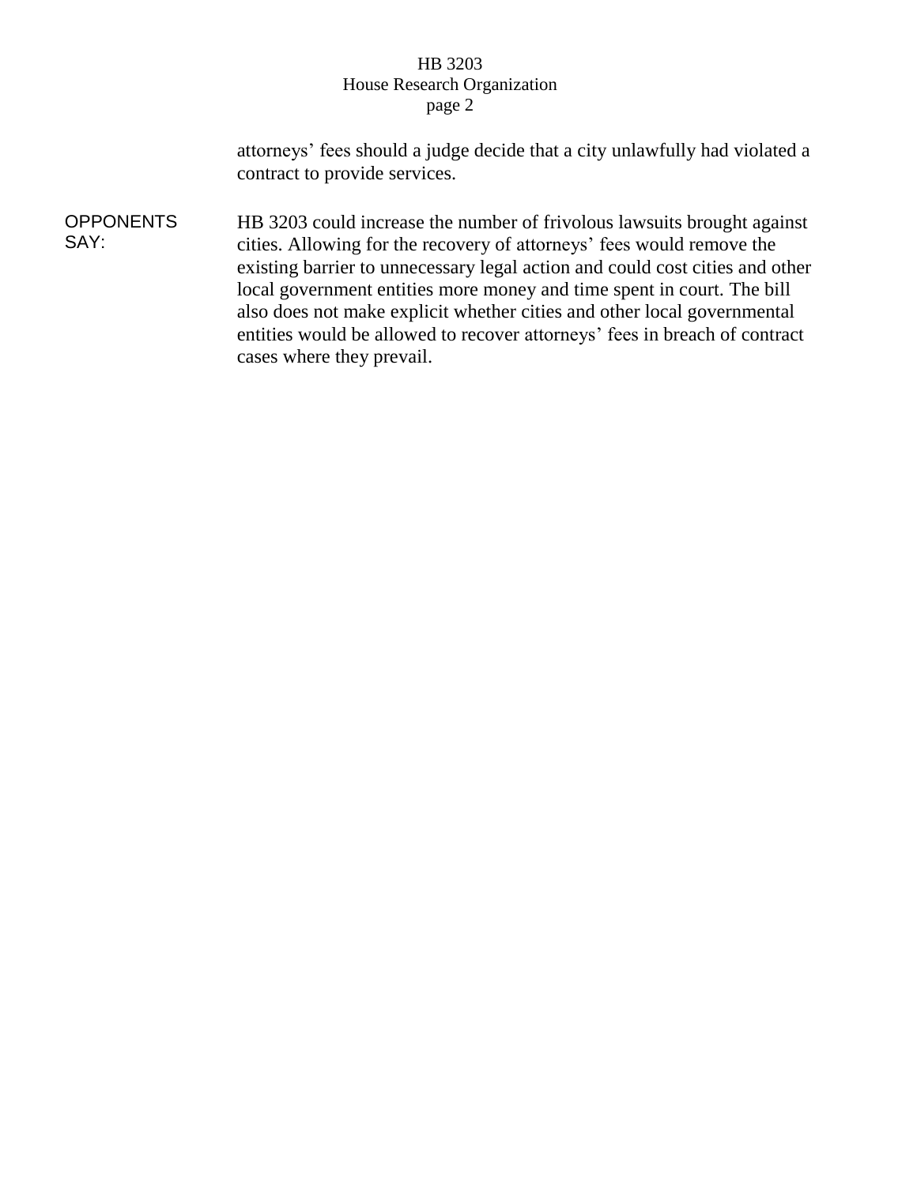attorneys' fees should a judge decide that a city unlawfully had violated a contract to provide services.

**OPPONENTS SAY:**

HB 3203 could increase the number of frivolous lawsuits brought against cities. Allowing for the recovery of attorneys' fees would remove the existing barrier to unnecessary legal action and could cost cities and other local government entities more money and time spent in court. The bill also does not make explicit whether cities and other local governmental entities would be allowed to recover attorneys' fees in breach of contract cases where they prevail.